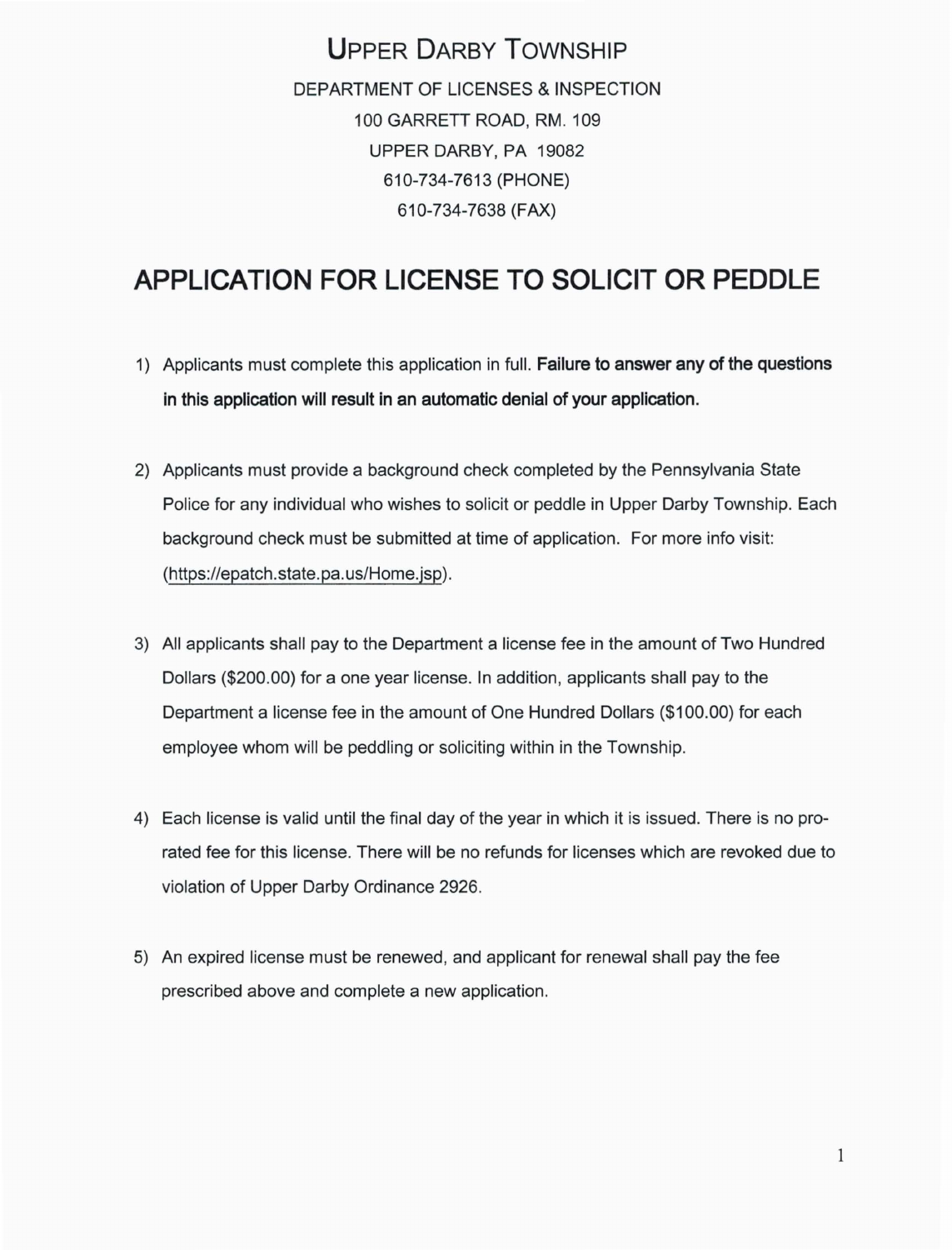# Upper Darby Township

DEPARTMENT OF LICENSES & INSPECTION
100 GARRETT ROAD, RM. 109
UPPER DARBY, PA 19082
610-734-7613 (PHONE)
610-734-7638 (FAX)

## APPLICATION FOR LICENSE TO SOLICIT OR PEDDLE

1) Applicants must complete this application in full. **Failure to answer any of the questions in this application will result in an automatic denial of your application.**

2) Applicants must provide a background check completed by the Pennsylvania State Police for any individual who wishes to solicit or peddle in Upper Darby Township. Each background check must be submitted at time of application. For more info visit: (https://epatch.state.pa.us/Home.jsp).

3) All applicants shall pay to the Department a license fee in the amount of Two Hundred Dollars ($200.00) for a one year license. In addition, applicants shall pay to the Department a license fee in the amount of One Hundred Dollars ($100.00) for each employee whom will be peddling or soliciting within in the Township.

4) Each license is valid until the final day of the year in which it is issued. There is no pro-rated fee for this license. There will be no refunds for licenses which are revoked due to violation of Upper Darby Ordinance 2926.

5) An expired license must be renewed, and applicant for renewal shall pay the fee prescribed above and complete a new application.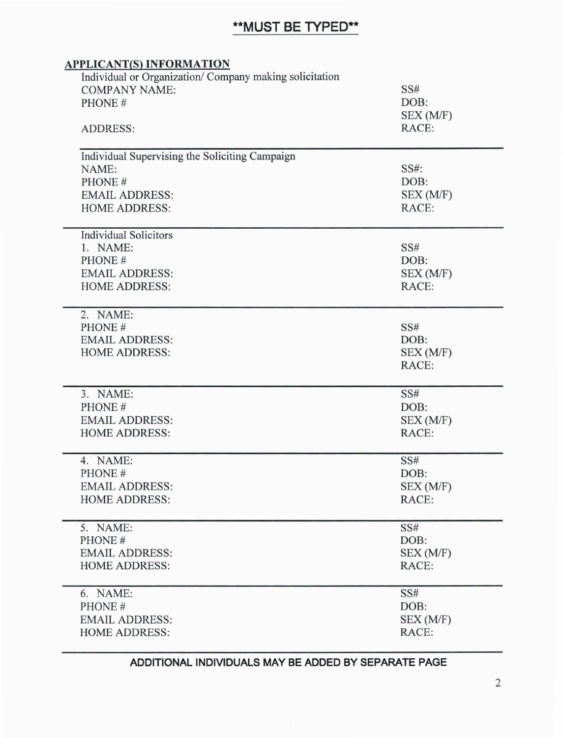**\*\*MUST BE TYPED\*\***

## APPLICANT(S) INFORMATION

Individual or Organization/ Company making solicitation

| | |
|---|---|
| COMPANY NAME: | SS# |
| PHONE # | DOB: |
| | SEX (M/F) |
| ADDRESS: | RACE: |

---

Individual Supervising the Soliciting Campaign

| | |
|---|---|
| NAME: | SS#: |
| PHONE # | DOB: |
| EMAIL ADDRESS: | SEX (M/F) |
| HOME ADDRESS: | RACE: |

---

Individual Solicitors

| | |
|---|---|
| 1. NAME: | SS# |
| PHONE # | DOB: |
| EMAIL ADDRESS: | SEX (M/F) |
| HOME ADDRESS: | RACE: |

---

| | |
|---|---|
| 2. NAME: | |
| PHONE # | SS# |
| EMAIL ADDRESS: | DOB: |
| HOME ADDRESS: | SEX (M/F) |
| | RACE: |

---

| | |
|---|---|
| 3. NAME: | SS# |
| PHONE # | DOB: |
| EMAIL ADDRESS: | SEX (M/F) |
| HOME ADDRESS: | RACE: |

---

| | |
|---|---|
| 4. NAME: | SS# |
| PHONE # | DOB: |
| EMAIL ADDRESS: | SEX (M/F) |
| HOME ADDRESS: | RACE: |

---

| | |
|---|---|
| 5. NAME: | SS# |
| PHONE # | DOB: |
| EMAIL ADDRESS: | SEX (M/F) |
| HOME ADDRESS: | RACE: |

---

| | |
|---|---|
| 6. NAME: | SS# |
| PHONE # | DOB: |
| EMAIL ADDRESS: | SEX (M/F) |
| HOME ADDRESS: | RACE: |

---

**ADDITIONAL INDIVIDUALS MAY BE ADDED BY SEPARATE PAGE**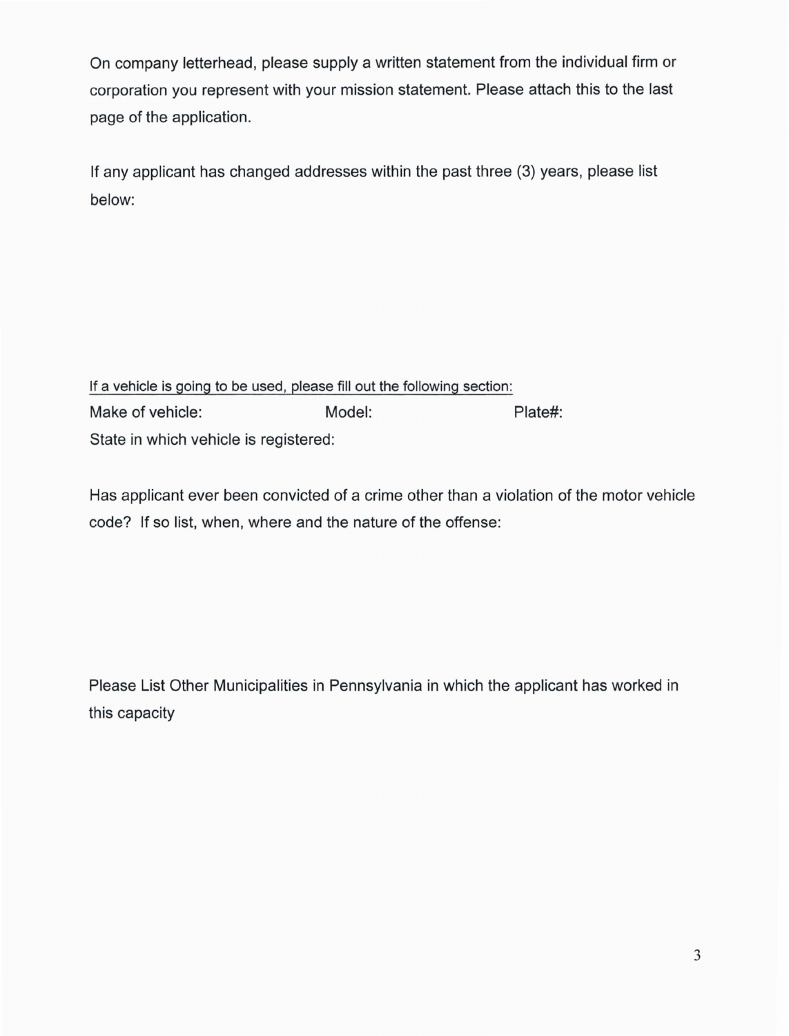On company letterhead, please supply a written statement from the individual firm or corporation you represent with your mission statement. Please attach this to the last page of the application.

If any applicant has changed addresses within the past three (3) years, please list below:

<u>If a vehicle is going to be used, please fill out the following section:</u>

Make of vehicle: Model: Plate#:

State in which vehicle is registered:

Has applicant ever been convicted of a crime other than a violation of the motor vehicle code? If so list, when, where and the nature of the offense:

Please List Other Municipalities in Pennsylvania in which the applicant has worked in this capacity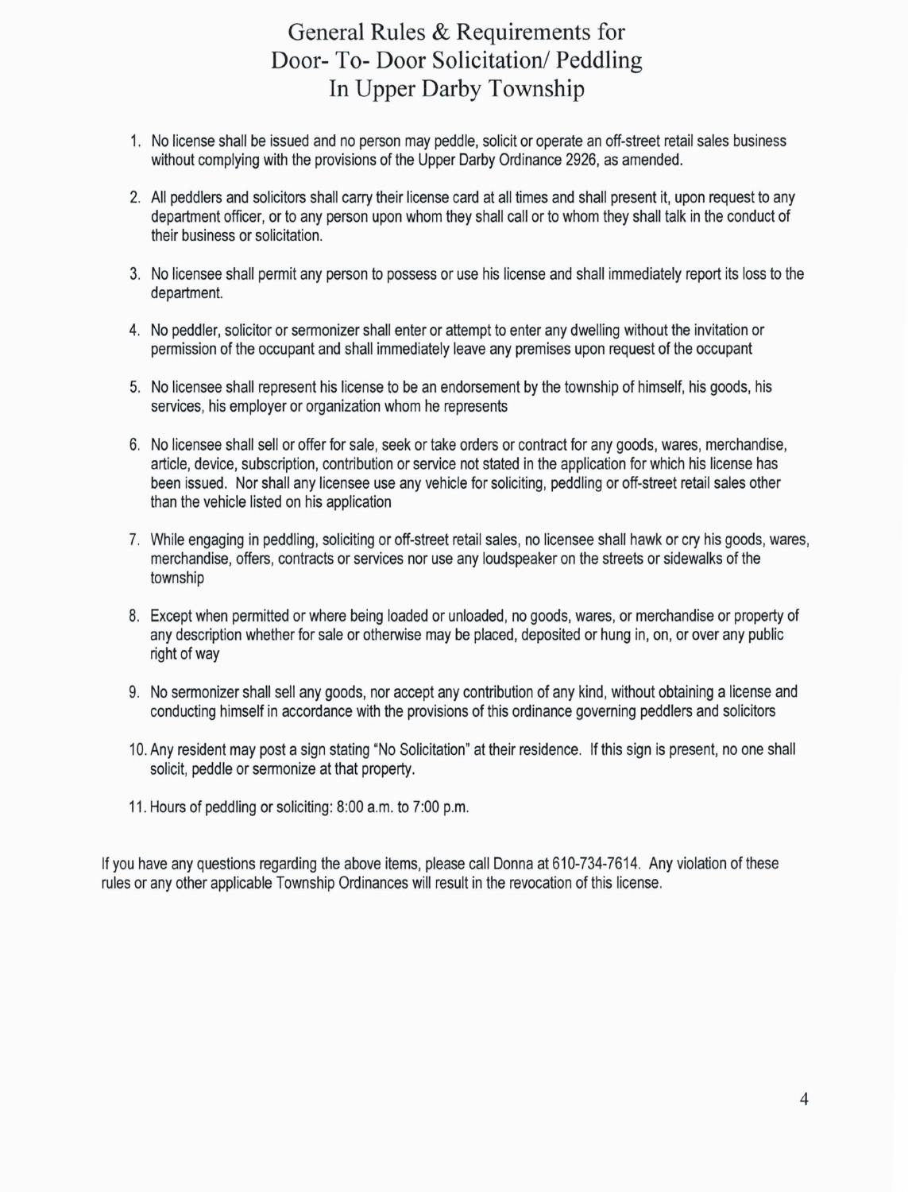# General Rules & Requirements for Door- To- Door Solicitation/ Peddling In Upper Darby Township

1. No license shall be issued and no person may peddle, solicit or operate an off-street retail sales business without complying with the provisions of the Upper Darby Ordinance 2926, as amended.
2. All peddlers and solicitors shall carry their license card at all times and shall present it, upon request to any department officer, or to any person upon whom they shall call or to whom they shall talk in the conduct of their business or solicitation.
3. No licensee shall permit any person to possess or use his license and shall immediately report its loss to the department.
4. No peddler, solicitor or sermonizer shall enter or attempt to enter any dwelling without the invitation or permission of the occupant and shall immediately leave any premises upon request of the occupant
5. No licensee shall represent his license to be an endorsement by the township of himself, his goods, his services, his employer or organization whom he represents
6. No licensee shall sell or offer for sale, seek or take orders or contract for any goods, wares, merchandise, article, device, subscription, contribution or service not stated in the application for which his license has been issued. Nor shall any licensee use any vehicle for soliciting, peddling or off-street retail sales other than the vehicle listed on his application
7. While engaging in peddling, soliciting or off-street retail sales, no licensee shall hawk or cry his goods, wares, merchandise, offers, contracts or services nor use any loudspeaker on the streets or sidewalks of the township
8. Except when permitted or where being loaded or unloaded, no goods, wares, or merchandise or property of any description whether for sale or otherwise may be placed, deposited or hung in, on, or over any public right of way
9. No sermonizer shall sell any goods, nor accept any contribution of any kind, without obtaining a license and conducting himself in accordance with the provisions of this ordinance governing peddlers and solicitors
10. Any resident may post a sign stating "No Solicitation" at their residence. If this sign is present, no one shall solicit, peddle or sermonize at that property.
11. Hours of peddling or soliciting: 8:00 a.m. to 7:00 p.m.

If you have any questions regarding the above items, please call Donna at 610-734-7614. Any violation of these rules or any other applicable Township Ordinances will result in the revocation of this license.